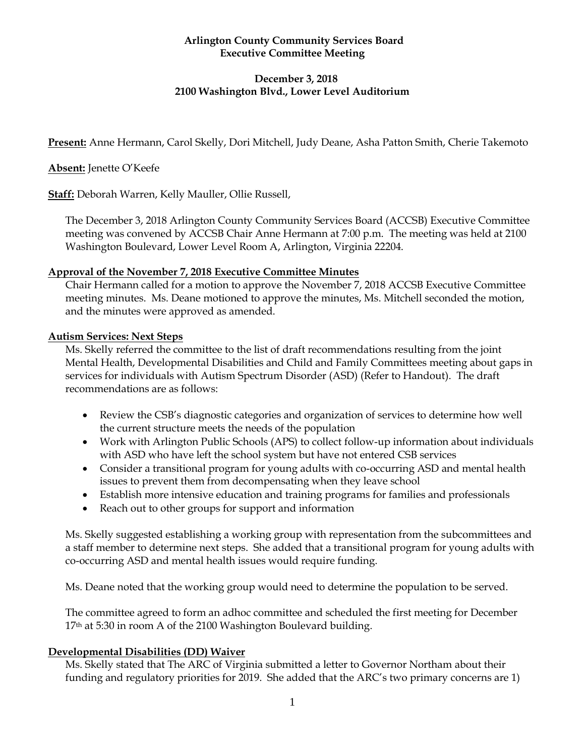**Arlington County Community Services Board**
**Executive Committee Meeting**

**December 3, 2018**
**2100 Washington Blvd., Lower Level Auditorium**

**Present:** Anne Hermann, Carol Skelly, Dori Mitchell, Judy Deane, Asha Patton Smith, Cherie Takemoto

**Absent:** Jenette O'Keefe

**Staff:** Deborah Warren, Kelly Mauller, Ollie Russell,

The December 3, 2018 Arlington County Community Services Board (ACCSB) Executive Committee meeting was convened by ACCSB Chair Anne Hermann at 7:00 p.m. The meeting was held at 2100 Washington Boulevard, Lower Level Room A, Arlington, Virginia 22204.

**Approval of the November 7, 2018 Executive Committee Minutes**

Chair Hermann called for a motion to approve the November 7, 2018 ACCSB Executive Committee meeting minutes. Ms. Deane motioned to approve the minutes, Ms. Mitchell seconded the motion, and the minutes were approved as amended.

**Autism Services: Next Steps**

Ms. Skelly referred the committee to the list of draft recommendations resulting from the joint Mental Health, Developmental Disabilities and Child and Family Committees meeting about gaps in services for individuals with Autism Spectrum Disorder (ASD) (Refer to Handout). The draft recommendations are as follows:

- Review the CSB's diagnostic categories and organization of services to determine how well the current structure meets the needs of the population
- Work with Arlington Public Schools (APS) to collect follow-up information about individuals with ASD who have left the school system but have not entered CSB services
- Consider a transitional program for young adults with co-occurring ASD and mental health issues to prevent them from decompensating when they leave school
- Establish more intensive education and training programs for families and professionals
- Reach out to other groups for support and information

Ms. Skelly suggested establishing a working group with representation from the subcommittees and a staff member to determine next steps. She added that a transitional program for young adults with co-occurring ASD and mental health issues would require funding.

Ms. Deane noted that the working group would need to determine the population to be served.

The committee agreed to form an adhoc committee and scheduled the first meeting for December 17th at 5:30 in room A of the 2100 Washington Boulevard building.

**Developmental Disabilities (DD) Waiver**

Ms. Skelly stated that The ARC of Virginia submitted a letter to Governor Northam about their funding and regulatory priorities for 2019. She added that the ARC's two primary concerns are 1)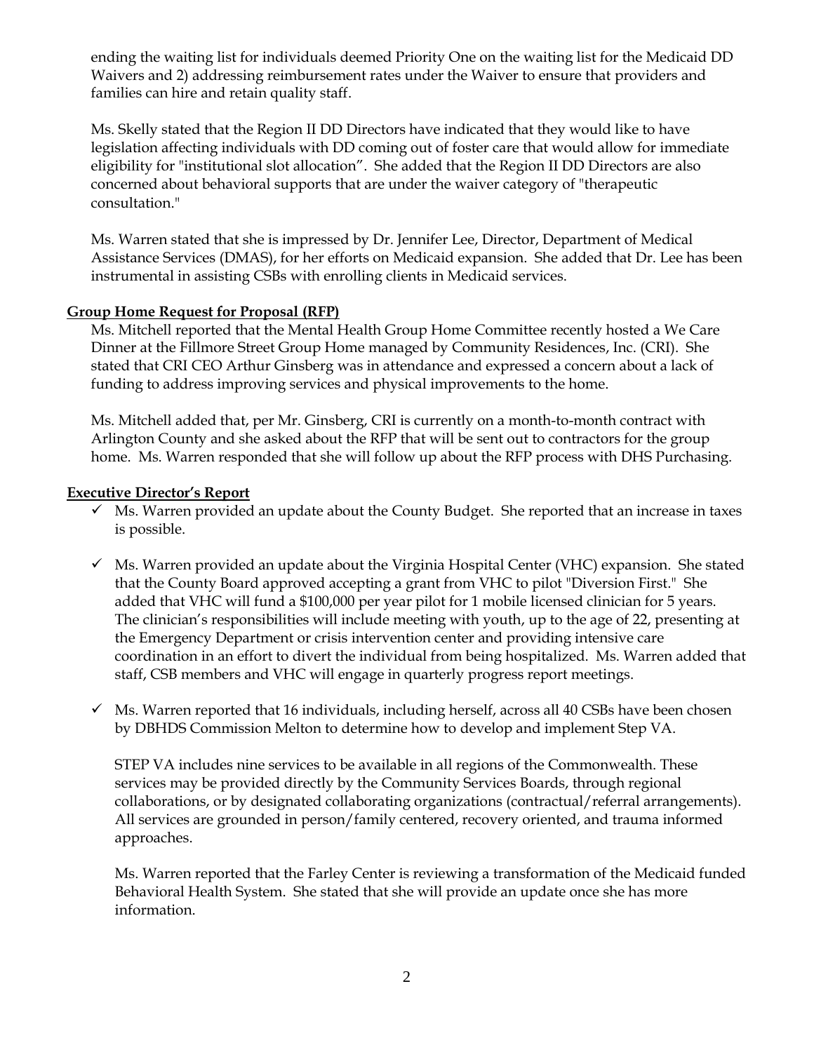ending the waiting list for individuals deemed Priority One on the waiting list for the Medicaid DD Waivers and 2) addressing reimbursement rates under the Waiver to ensure that providers and families can hire and retain quality staff.

Ms. Skelly stated that the Region II DD Directors have indicated that they would like to have legislation affecting individuals with DD coming out of foster care that would allow for immediate eligibility for "institutional slot allocation". She added that the Region II DD Directors are also concerned about behavioral supports that are under the waiver category of "therapeutic consultation."

Ms. Warren stated that she is impressed by Dr. Jennifer Lee, Director, Department of Medical Assistance Services (DMAS), for her efforts on Medicaid expansion. She added that Dr. Lee has been instrumental in assisting CSBs with enrolling clients in Medicaid services.

**Group Home Request for Proposal (RFP)**

Ms. Mitchell reported that the Mental Health Group Home Committee recently hosted a We Care Dinner at the Fillmore Street Group Home managed by Community Residences, Inc. (CRI). She stated that CRI CEO Arthur Ginsberg was in attendance and expressed a concern about a lack of funding to address improving services and physical improvements to the home.

Ms. Mitchell added that, per Mr. Ginsberg, CRI is currently on a month-to-month contract with Arlington County and she asked about the RFP that will be sent out to contractors for the group home. Ms. Warren responded that she will follow up about the RFP process with DHS Purchasing.

**Executive Director's Report**

- ✓ Ms. Warren provided an update about the County Budget. She reported that an increase in taxes is possible.

- ✓ Ms. Warren provided an update about the Virginia Hospital Center (VHC) expansion. She stated that the County Board approved accepting a grant from VHC to pilot "Diversion First." She added that VHC will fund a $100,000 per year pilot for 1 mobile licensed clinician for 5 years. The clinician's responsibilities will include meeting with youth, up to the age of 22, presenting at the Emergency Department or crisis intervention center and providing intensive care coordination in an effort to divert the individual from being hospitalized. Ms. Warren added that staff, CSB members and VHC will engage in quarterly progress report meetings.

- ✓ Ms. Warren reported that 16 individuals, including herself, across all 40 CSBs have been chosen by DBHDS Commission Melton to determine how to develop and implement Step VA.

  STEP VA includes nine services to be available in all regions of the Commonwealth. These services may be provided directly by the Community Services Boards, through regional collaborations, or by designated collaborating organizations (contractual/referral arrangements). All services are grounded in person/family centered, recovery oriented, and trauma informed approaches.

  Ms. Warren reported that the Farley Center is reviewing a transformation of the Medicaid funded Behavioral Health System. She stated that she will provide an update once she has more information.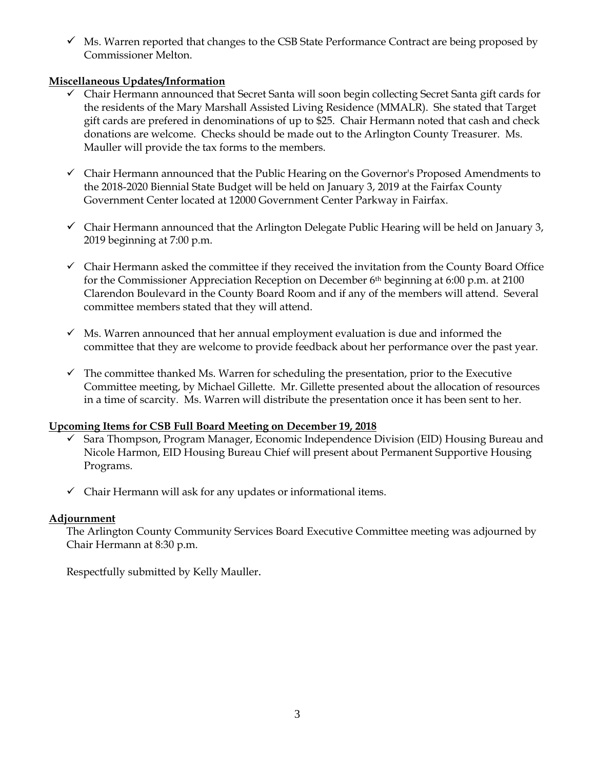- ✓ Ms. Warren reported that changes to the CSB State Performance Contract are being proposed by Commissioner Melton.

**Miscellaneous Updates/Information**

- ✓ Chair Hermann announced that Secret Santa will soon begin collecting Secret Santa gift cards for the residents of the Mary Marshall Assisted Living Residence (MMALR). She stated that Target gift cards are prefered in denominations of up to $25. Chair Hermann noted that cash and check donations are welcome. Checks should be made out to the Arlington County Treasurer. Ms. Mauller will provide the tax forms to the members.

- ✓ Chair Hermann announced that the Public Hearing on the Governor's Proposed Amendments to the 2018-2020 Biennial State Budget will be held on January 3, 2019 at the Fairfax County Government Center located at 12000 Government Center Parkway in Fairfax.

- ✓ Chair Hermann announced that the Arlington Delegate Public Hearing will be held on January 3, 2019 beginning at 7:00 p.m.

- ✓ Chair Hermann asked the committee if they received the invitation from the County Board Office for the Commissioner Appreciation Reception on December 6th beginning at 6:00 p.m. at 2100 Clarendon Boulevard in the County Board Room and if any of the members will attend. Several committee members stated that they will attend.

- ✓ Ms. Warren announced that her annual employment evaluation is due and informed the committee that they are welcome to provide feedback about her performance over the past year.

- ✓ The committee thanked Ms. Warren for scheduling the presentation, prior to the Executive Committee meeting, by Michael Gillette. Mr. Gillette presented about the allocation of resources in a time of scarcity. Ms. Warren will distribute the presentation once it has been sent to her.

**Upcoming Items for CSB Full Board Meeting on December 19, 2018**

- ✓ Sara Thompson, Program Manager, Economic Independence Division (EID) Housing Bureau and Nicole Harmon, EID Housing Bureau Chief will present about Permanent Supportive Housing Programs.

- ✓ Chair Hermann will ask for any updates or informational items.

**Adjournment**

The Arlington County Community Services Board Executive Committee meeting was adjourned by Chair Hermann at 8:30 p.m.

Respectfully submitted by Kelly Mauller.